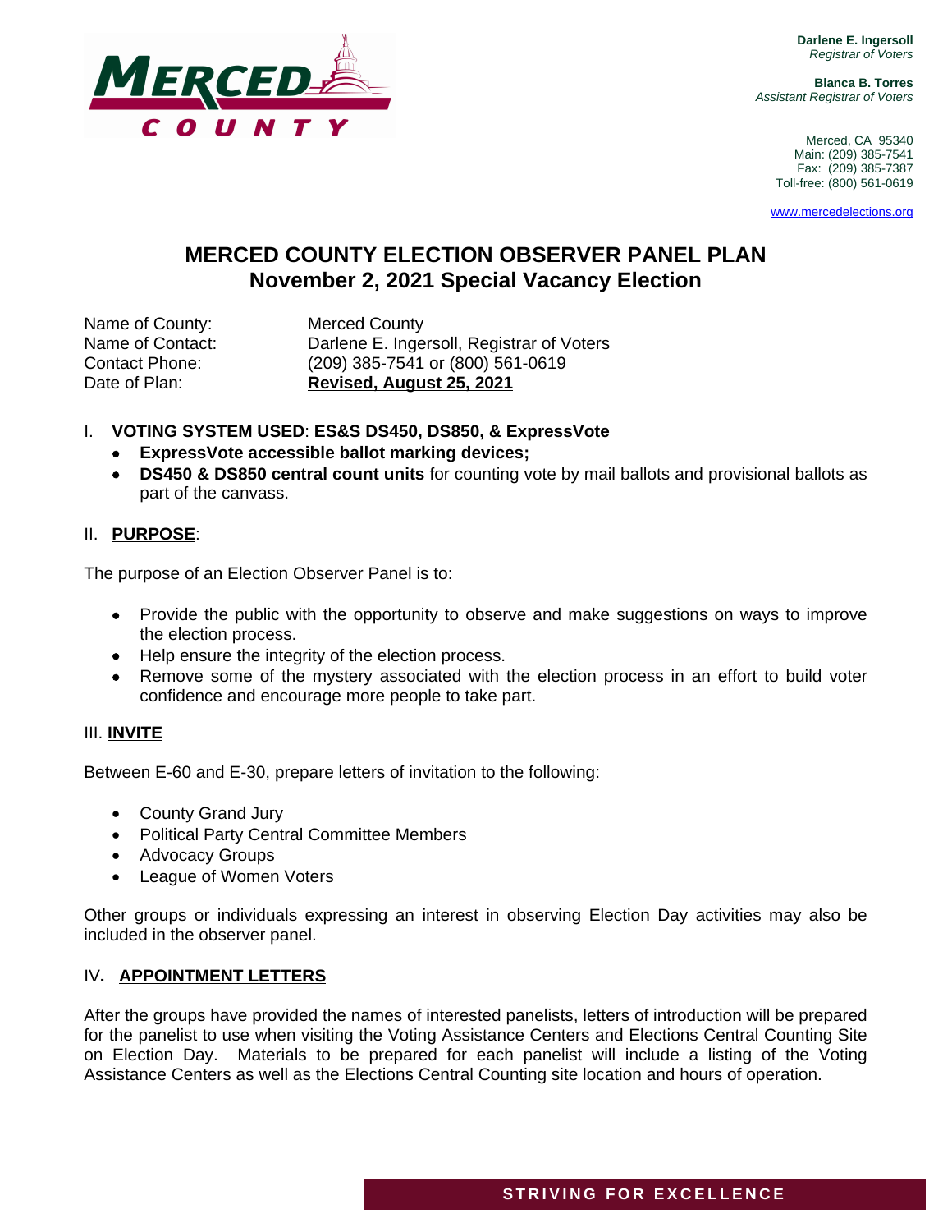**Darlene E. Ingersoll**
*Registrar of Voters*

**Blanca B. Torres**
*Assistant Registrar of Voters*

Merced, CA 95340
Main: (209) 385-7541
Fax: (209) 385-7387
Toll-free: (800) 561-0619

www.mercedelections.org

# MERCED COUNTY ELECTION OBSERVER PANEL PLAN
## November 2, 2021 Special Vacancy Election

Name of County: Merced County
Name of Contact: Darlene E. Ingersoll, Registrar of Voters
Contact Phone: (209) 385-7541 or (800) 561-0619
Date of Plan: **Revised, August 25, 2021**

I. **VOTING SYSTEM USED**: **ES&S DS450, DS850, & ExpressVote**

- **ExpressVote accessible ballot marking devices;**
- **DS450 & DS850 central count units** for counting vote by mail ballots and provisional ballots as part of the canvass.

II. **PURPOSE**:

The purpose of an Election Observer Panel is to:

- Provide the public with the opportunity to observe and make suggestions on ways to improve the election process.
- Help ensure the integrity of the election process.
- Remove some of the mystery associated with the election process in an effort to build voter confidence and encourage more people to take part.

III. **INVITE**

Between E-60 and E-30, prepare letters of invitation to the following:

- County Grand Jury
- Political Party Central Committee Members
- Advocacy Groups
- League of Women Voters

Other groups or individuals expressing an interest in observing Election Day activities may also be included in the observer panel.

IV**. APPOINTMENT LETTERS**

After the groups have provided the names of interested panelists, letters of introduction will be prepared for the panelist to use when visiting the Voting Assistance Centers and Elections Central Counting Site on Election Day. Materials to be prepared for each panelist will include a listing of the Voting Assistance Centers as well as the Elections Central Counting site location and hours of operation.

STRIVING FOR EXCELLENCE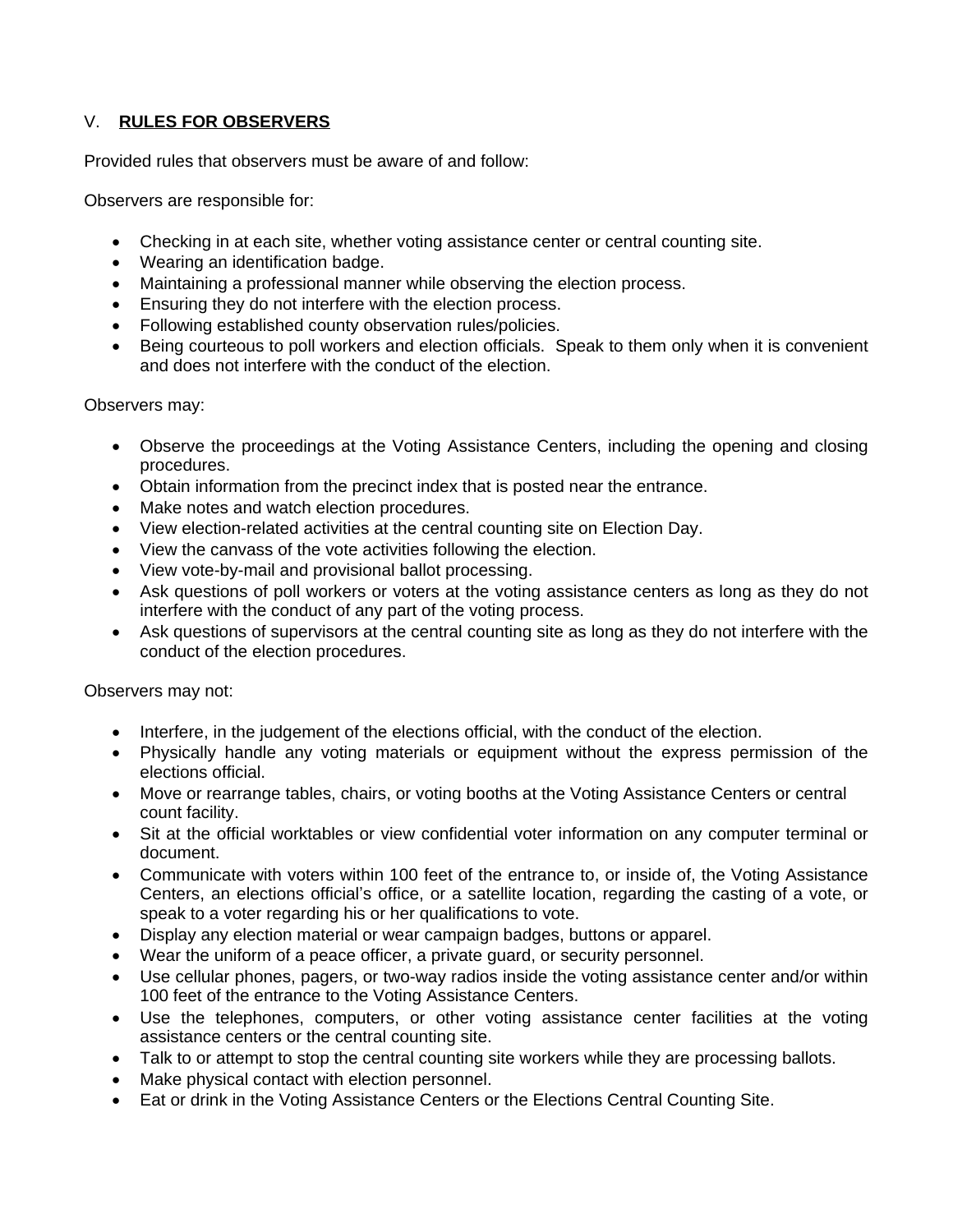## V. RULES FOR OBSERVERS

Provided rules that observers must be aware of and follow:

Observers are responsible for:

- Checking in at each site, whether voting assistance center or central counting site.
- Wearing an identification badge.
- Maintaining a professional manner while observing the election process.
- Ensuring they do not interfere with the election process.
- Following established county observation rules/policies.
- Being courteous to poll workers and election officials. Speak to them only when it is convenient and does not interfere with the conduct of the election.

Observers may:

- Observe the proceedings at the Voting Assistance Centers, including the opening and closing procedures.
- Obtain information from the precinct index that is posted near the entrance.
- Make notes and watch election procedures.
- View election-related activities at the central counting site on Election Day.
- View the canvass of the vote activities following the election.
- View vote-by-mail and provisional ballot processing.
- Ask questions of poll workers or voters at the voting assistance centers as long as they do not interfere with the conduct of any part of the voting process.
- Ask questions of supervisors at the central counting site as long as they do not interfere with the conduct of the election procedures.

Observers may not:

- Interfere, in the judgement of the elections official, with the conduct of the election.
- Physically handle any voting materials or equipment without the express permission of the elections official.
- Move or rearrange tables, chairs, or voting booths at the Voting Assistance Centers or central count facility.
- Sit at the official worktables or view confidential voter information on any computer terminal or document.
- Communicate with voters within 100 feet of the entrance to, or inside of, the Voting Assistance Centers, an elections official's office, or a satellite location, regarding the casting of a vote, or speak to a voter regarding his or her qualifications to vote.
- Display any election material or wear campaign badges, buttons or apparel.
- Wear the uniform of a peace officer, a private guard, or security personnel.
- Use cellular phones, pagers, or two-way radios inside the voting assistance center and/or within 100 feet of the entrance to the Voting Assistance Centers.
- Use the telephones, computers, or other voting assistance center facilities at the voting assistance centers or the central counting site.
- Talk to or attempt to stop the central counting site workers while they are processing ballots.
- Make physical contact with election personnel.
- Eat or drink in the Voting Assistance Centers or the Elections Central Counting Site.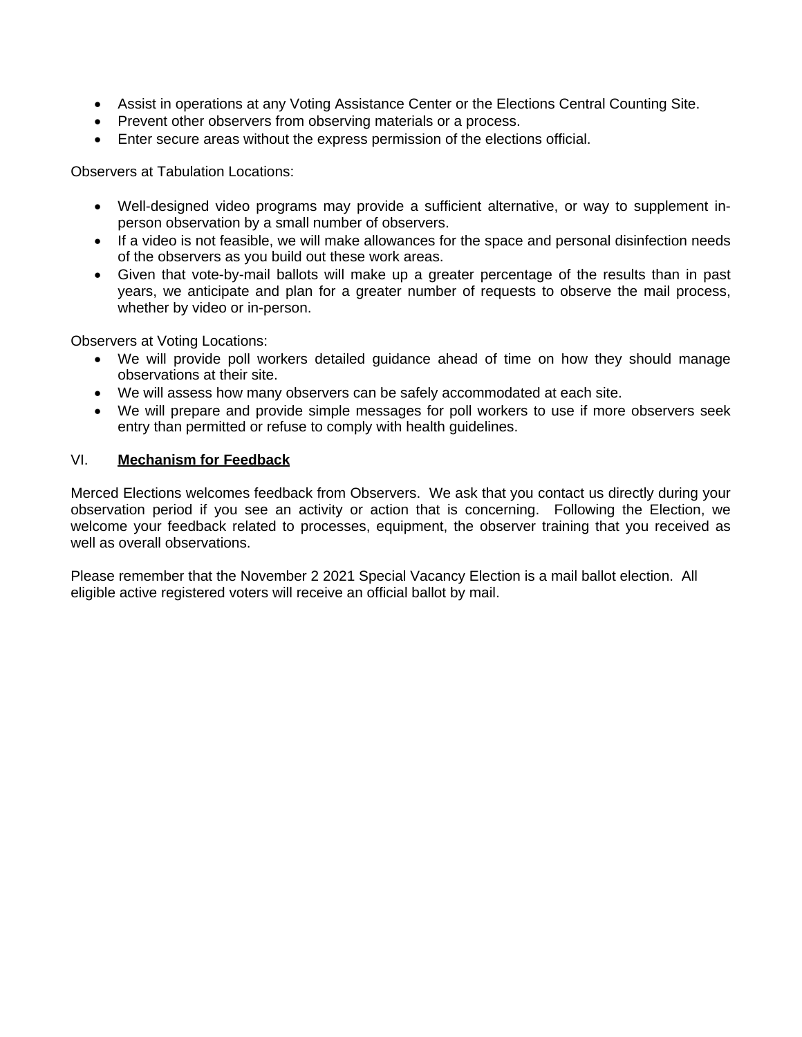- Assist in operations at any Voting Assistance Center or the Elections Central Counting Site.
- Prevent other observers from observing materials or a process.
- Enter secure areas without the express permission of the elections official.

Observers at Tabulation Locations:

- Well-designed video programs may provide a sufficient alternative, or way to supplement in-person observation by a small number of observers.
- If a video is not feasible, we will make allowances for the space and personal disinfection needs of the observers as you build out these work areas.
- Given that vote-by-mail ballots will make up a greater percentage of the results than in past years, we anticipate and plan for a greater number of requests to observe the mail process, whether by video or in-person.

Observers at Voting Locations:

- We will provide poll workers detailed guidance ahead of time on how they should manage observations at their site.
- We will assess how many observers can be safely accommodated at each site.
- We will prepare and provide simple messages for poll workers to use if more observers seek entry than permitted or refuse to comply with health guidelines.

## VI. **Mechanism for Feedback**

Merced Elections welcomes feedback from Observers. We ask that you contact us directly during your observation period if you see an activity or action that is concerning. Following the Election, we welcome your feedback related to processes, equipment, the observer training that you received as well as overall observations.

Please remember that the November 2 2021 Special Vacancy Election is a mail ballot election. All eligible active registered voters will receive an official ballot by mail.